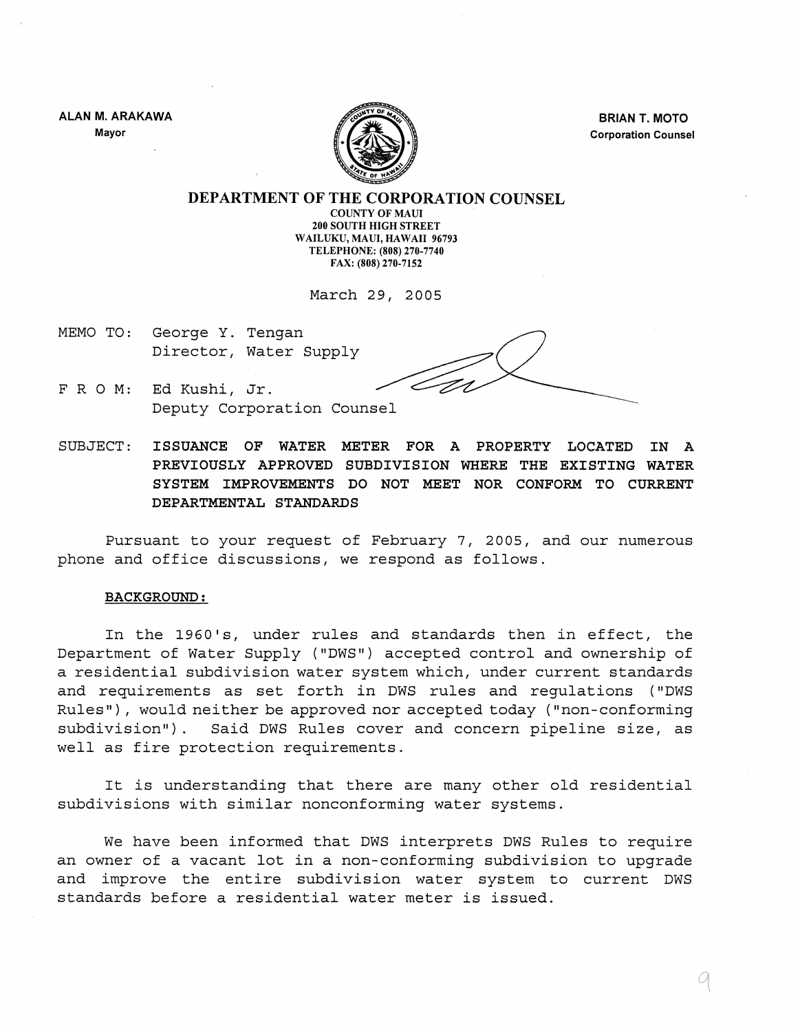ALAN M. ARAKAWA
Mayor

BRIAN T. MOTO
Corporation Counsel

# DEPARTMENT OF THE CORPORATION COUNSEL

COUNTY OF MAUI
200 SOUTH HIGH STREET
WAILUKU, MAUI, HAWAII 96793
TELEPHONE: (808) 270-7740
FAX: (808) 270-7152

March 29, 2005

MEMO TO: George Y. Tengan
Director, Water Supply

F R O M: Ed Kushi, Jr.
Deputy Corporation Counsel

SUBJECT: **ISSUANCE OF WATER METER FOR A PROPERTY LOCATED IN A PREVIOUSLY APPROVED SUBDIVISION WHERE THE EXISTING WATER SYSTEM IMPROVEMENTS DO NOT MEET NOR CONFORM TO CURRENT DEPARTMENTAL STANDARDS**

Pursuant to your request of February 7, 2005, and our numerous phone and office discussions, we respond as follows.

**BACKGROUND:**

In the 1960's, under rules and standards then in effect, the Department of Water Supply ("DWS") accepted control and ownership of a residential subdivision water system which, under current standards and requirements as set forth in DWS rules and regulations ("DWS Rules"), would neither be approved nor accepted today ("non-conforming subdivision"). Said DWS Rules cover and concern pipeline size, as well as fire protection requirements.

It is understanding that there are many other old residential subdivisions with similar nonconforming water systems.

We have been informed that DWS interprets DWS Rules to require an owner of a vacant lot in a non-conforming subdivision to upgrade and improve the entire subdivision water system to current DWS standards before a residential water meter is issued.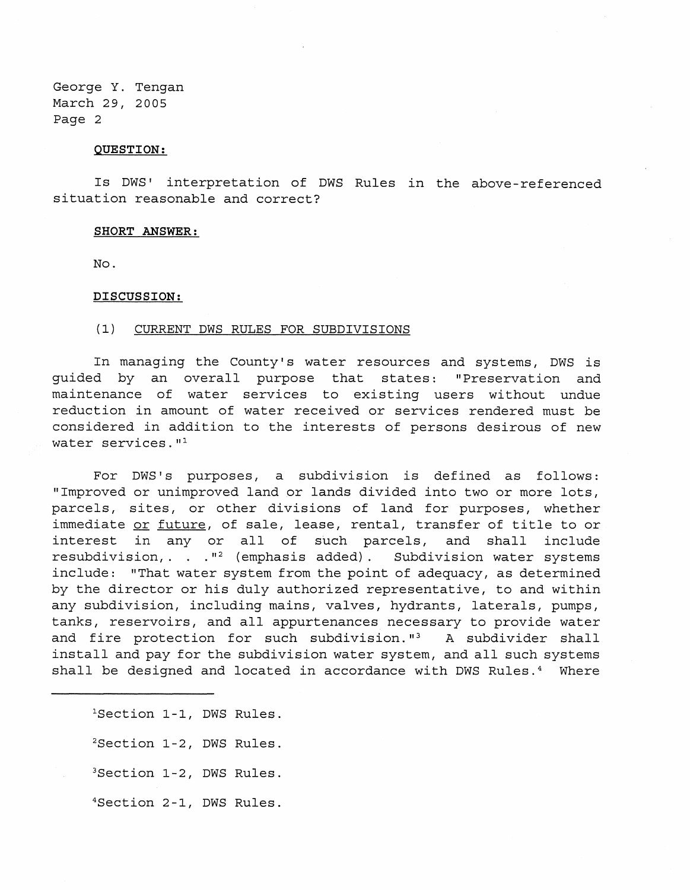George Y. Tengan
March 29, 2005

**QUESTION:**

Is DWS' interpretation of DWS Rules in the above-referenced situation reasonable and correct?

**SHORT ANSWER:**

No.

**DISCUSSION:**

(1) CURRENT DWS RULES FOR SUBDIVISIONS

In managing the County's water resources and systems, DWS is guided by an overall purpose that states: "Preservation and maintenance of water services to existing users without undue reduction in amount of water received or services rendered must be considered in addition to the interests of persons desirous of new water services."[1]

For DWS's purposes, a subdivision is defined as follows: "Improved or unimproved land or lands divided into two or more lots, parcels, sites, or other divisions of land for purposes, whether immediate or future, of sale, lease, rental, transfer of title to or interest in any or all of such parcels, and shall include resubdivision,. . ."[2] (emphasis added). Subdivision water systems include: "That water system from the point of adequacy, as determined by the director or his duly authorized representative, to and within any subdivision, including mains, valves, hydrants, laterals, pumps, tanks, reservoirs, and all appurtenances necessary to provide water and fire protection for such subdivision."[3] A subdivider shall install and pay for the subdivision water system, and all such systems shall be designed and located in accordance with DWS Rules.[4] Where

---

[1] Section 1-1, DWS Rules.

[2] Section 1-2, DWS Rules.

[3] Section 1-2, DWS Rules.

[4] Section 2-1, DWS Rules.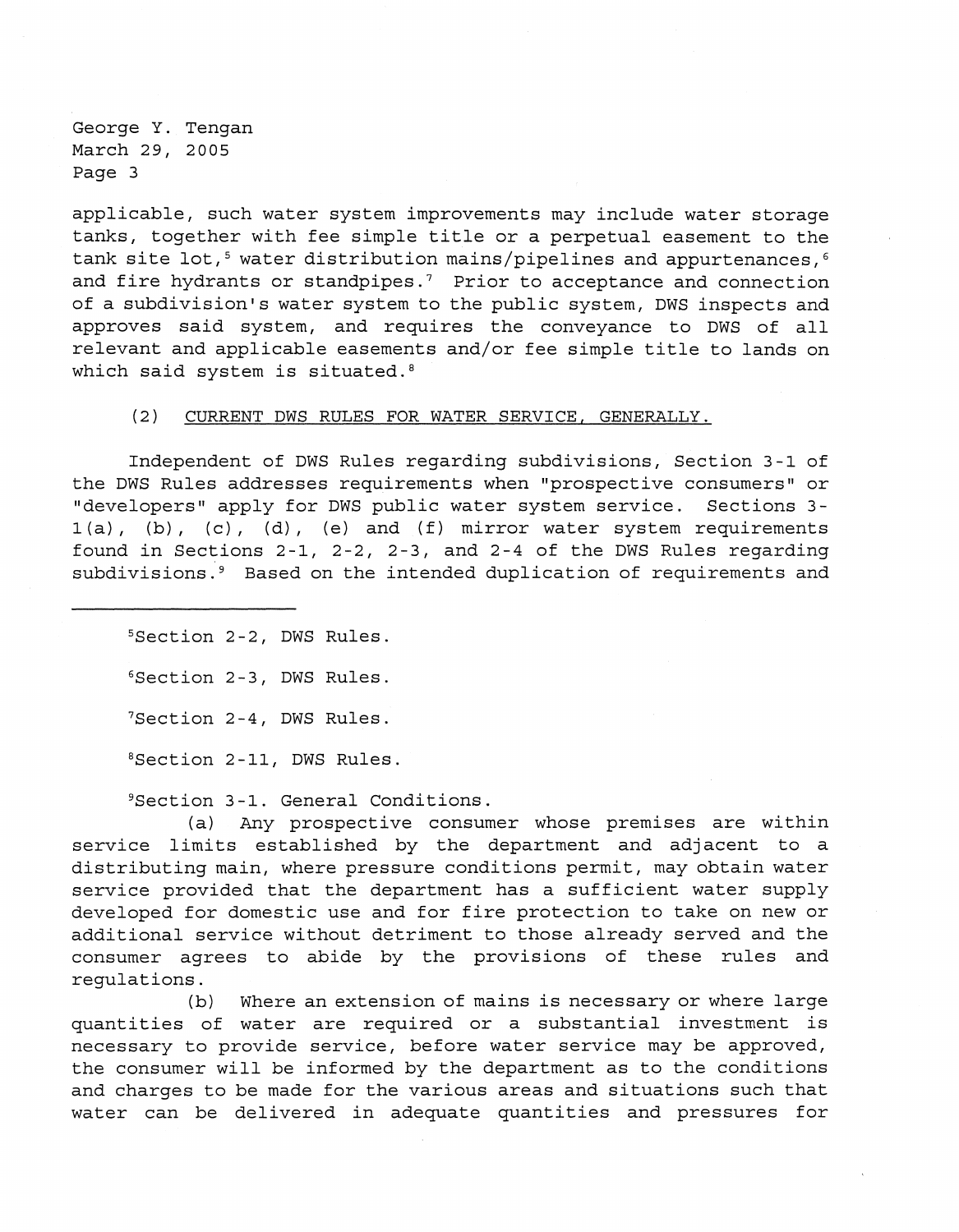applicable, such water system improvements may include water storage tanks, together with fee simple title or a perpetual easement to the tank site lot,[5] water distribution mains/pipelines and appurtenances,[6] and fire hydrants or standpipes.[7] Prior to acceptance and connection of a subdivision's water system to the public system, DWS inspects and approves said system, and requires the conveyance to DWS of all relevant and applicable easements and/or fee simple title to lands on which said system is situated.[8]

(2) CURRENT DWS RULES FOR WATER SERVICE, GENERALLY.

Independent of DWS Rules regarding subdivisions, Section 3-1 of the DWS Rules addresses requirements when "prospective consumers" or "developers" apply for DWS public water system service. Sections 3-1(a), (b), (c), (d), (e) and (f) mirror water system requirements found in Sections 2-1, 2-2, 2-3, and 2-4 of the DWS Rules regarding subdivisions.[9] Based on the intended duplication of requirements and

---

[5]Section 2-2, DWS Rules.

[6]Section 2-3, DWS Rules.

[7]Section 2-4, DWS Rules.

[8]Section 2-11, DWS Rules.

[9]Section 3-1. General Conditions.

(a) Any prospective consumer whose premises are within service limits established by the department and adjacent to a distributing main, where pressure conditions permit, may obtain water service provided that the department has a sufficient water supply developed for domestic use and for fire protection to take on new or additional service without detriment to those already served and the consumer agrees to abide by the provisions of these rules and regulations.

(b) Where an extension of mains is necessary or where large quantities of water are required or a substantial investment is necessary to provide service, before water service may be approved, the consumer will be informed by the department as to the conditions and charges to be made for the various areas and situations such that water can be delivered in adequate quantities and pressures for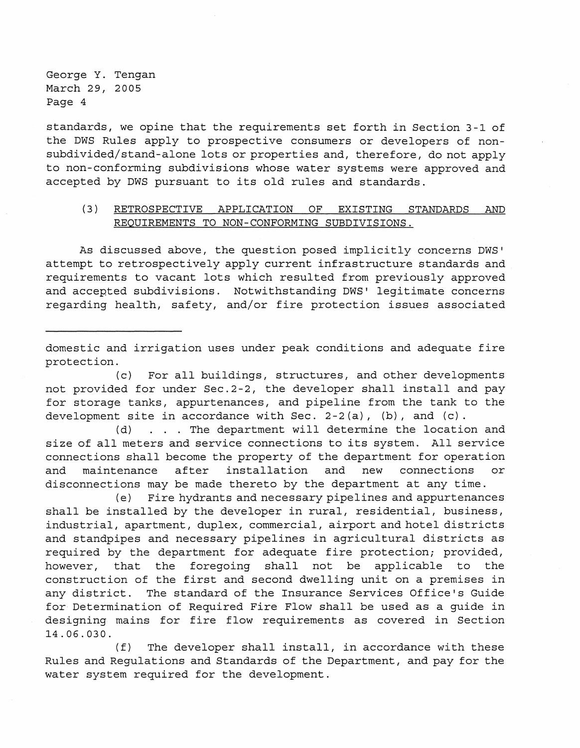standards, we opine that the requirements set forth in Section 3-1 of the DWS Rules apply to prospective consumers or developers of non-subdivided/stand-alone lots or properties and, therefore, do not apply to non-conforming subdivisions whose water systems were approved and accepted by DWS pursuant to its old rules and standards.

(3) <u>RETROSPECTIVE APPLICATION OF EXISTING STANDARDS AND REQUIREMENTS TO NON-CONFORMING SUBDIVISIONS.</u>

As discussed above, the question posed implicitly concerns DWS' attempt to retrospectively apply current infrastructure standards and requirements to vacant lots which resulted from previously approved and accepted subdivisions. Notwithstanding DWS' legitimate concerns regarding health, safety, and/or fire protection issues associated

---

domestic and irrigation uses under peak conditions and adequate fire protection.

(c) For all buildings, structures, and other developments not provided for under Sec.2-2, the developer shall install and pay for storage tanks, appurtenances, and pipeline from the tank to the development site in accordance with Sec. 2-2(a), (b), and (c).

(d) . . . The department will determine the location and size of all meters and service connections to its system. All service connections shall become the property of the department for operation and maintenance after installation and new connections or disconnections may be made thereto by the department at any time.

(e) Fire hydrants and necessary pipelines and appurtenances shall be installed by the developer in rural, residential, business, industrial, apartment, duplex, commercial, airport and hotel districts and standpipes and necessary pipelines in agricultural districts as required by the department for adequate fire protection; provided, however, that the foregoing shall not be applicable to the construction of the first and second dwelling unit on a premises in any district. The standard of the Insurance Services Office's Guide for Determination of Required Fire Flow shall be used as a guide in designing mains for fire flow requirements as covered in Section 14.06.030.

(f) The developer shall install, in accordance with these Rules and Regulations and Standards of the Department, and pay for the water system required for the development.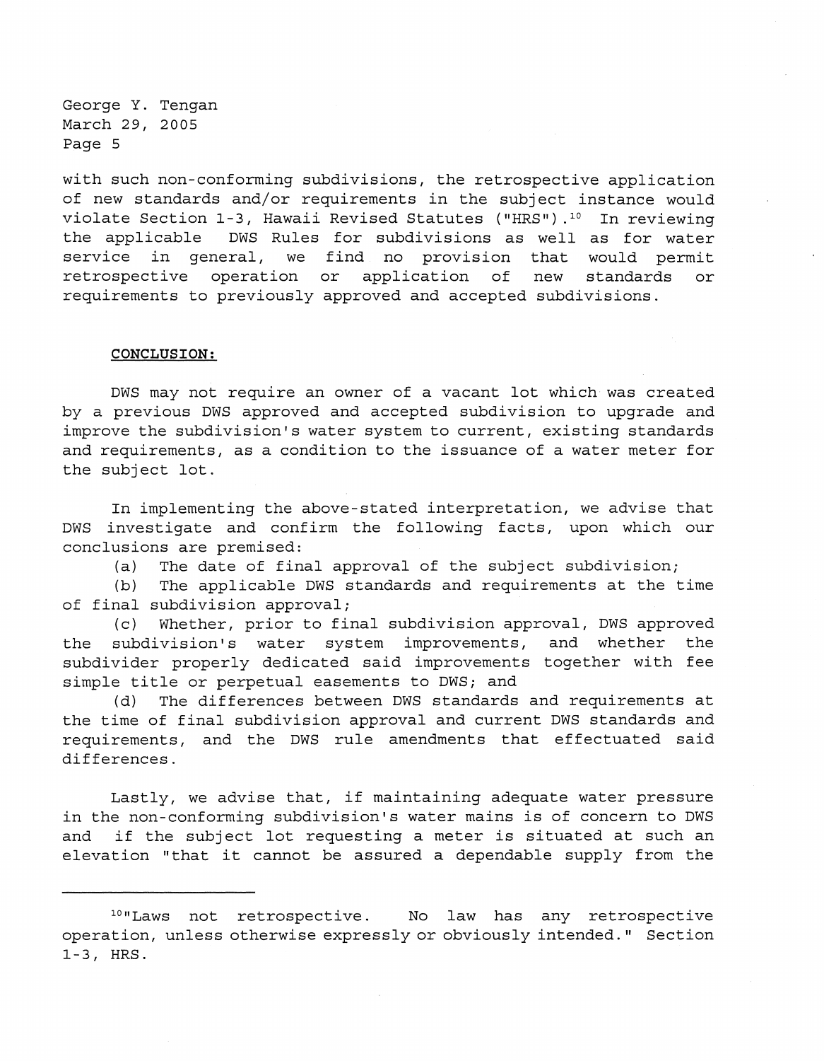with such non-conforming subdivisions, the retrospective application of new standards and/or requirements in the subject instance would violate Section 1-3, Hawaii Revised Statutes ("HRS").[10] In reviewing the applicable DWS Rules for subdivisions as well as for water service in general, we find no provision that would permit retrospective operation or application of new standards or requirements to previously approved and accepted subdivisions.

**CONCLUSION:**

DWS may not require an owner of a vacant lot which was created by a previous DWS approved and accepted subdivision to upgrade and improve the subdivision's water system to current, existing standards and requirements, as a condition to the issuance of a water meter for the subject lot.

In implementing the above-stated interpretation, we advise that DWS investigate and confirm the following facts, upon which our conclusions are premised:

(a) The date of final approval of the subject subdivision;

(b) The applicable DWS standards and requirements at the time of final subdivision approval;

(c) Whether, prior to final subdivision approval, DWS approved the subdivision's water system improvements, and whether the subdivider properly dedicated said improvements together with fee simple title or perpetual easements to DWS; and

(d) The differences between DWS standards and requirements at the time of final subdivision approval and current DWS standards and requirements, and the DWS rule amendments that effectuated said differences.

Lastly, we advise that, if maintaining adequate water pressure in the non-conforming subdivision's water mains is of concern to DWS and if the subject lot requesting a meter is situated at such an elevation "that it cannot be assured a dependable supply from the

---

[10] "Laws not retrospective. No law has any retrospective operation, unless otherwise expressly or obviously intended." Section 1-3, HRS.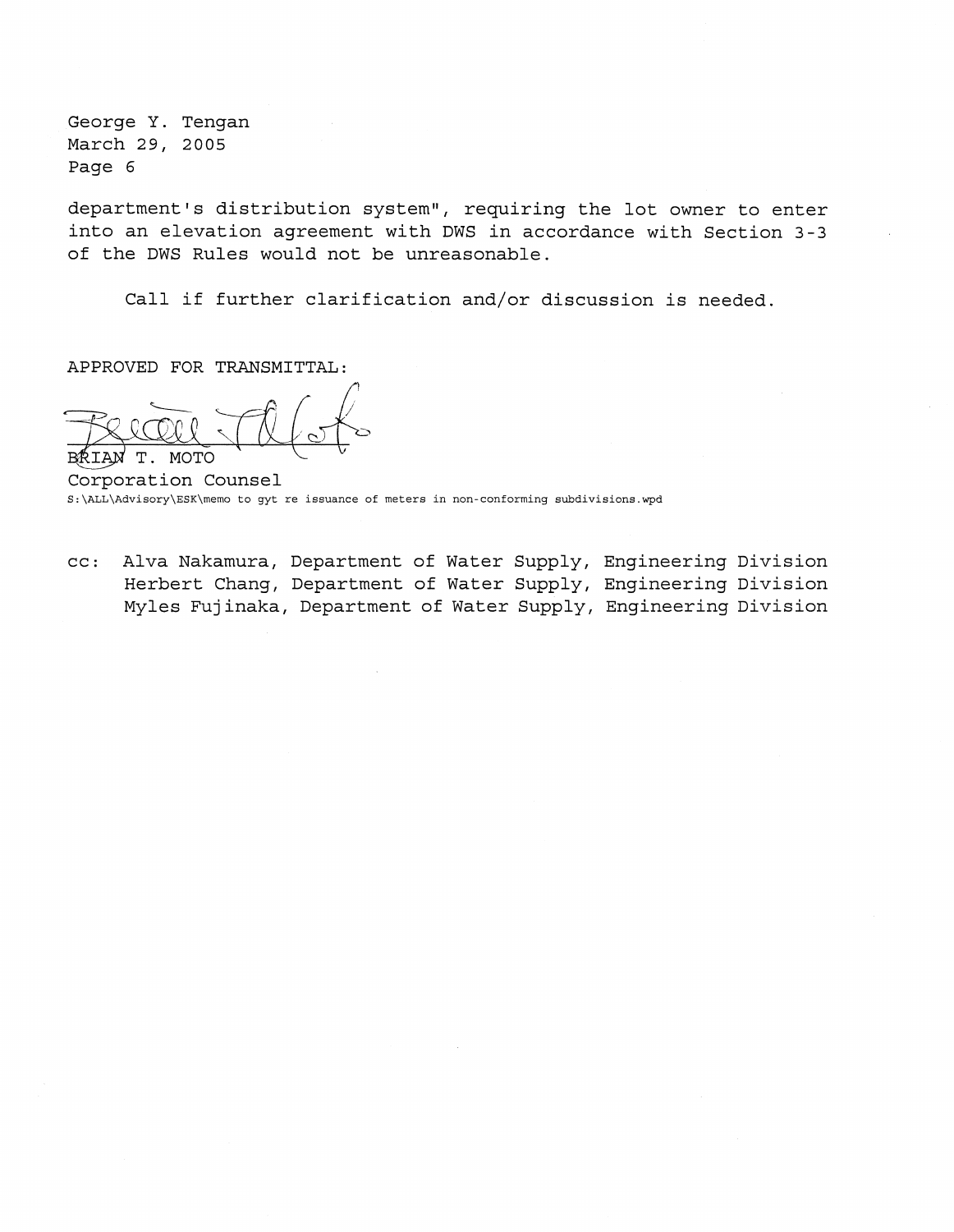department's distribution system", requiring the lot owner to enter into an elevation agreement with DWS in accordance with Section 3-3 of the DWS Rules would not be unreasonable.

Call if further clarification and/or discussion is needed.

APPROVED FOR TRANSMITTAL:

BRIAN T. MOTO
Corporation Counsel

S:\ALL\Advisory\ESK\memo to gyt re issuance of meters in non-conforming subdivisions.wpd

cc: Alva Nakamura, Department of Water Supply, Engineering Division
Herbert Chang, Department of Water Supply, Engineering Division
Myles Fujinaka, Department of Water Supply, Engineering Division